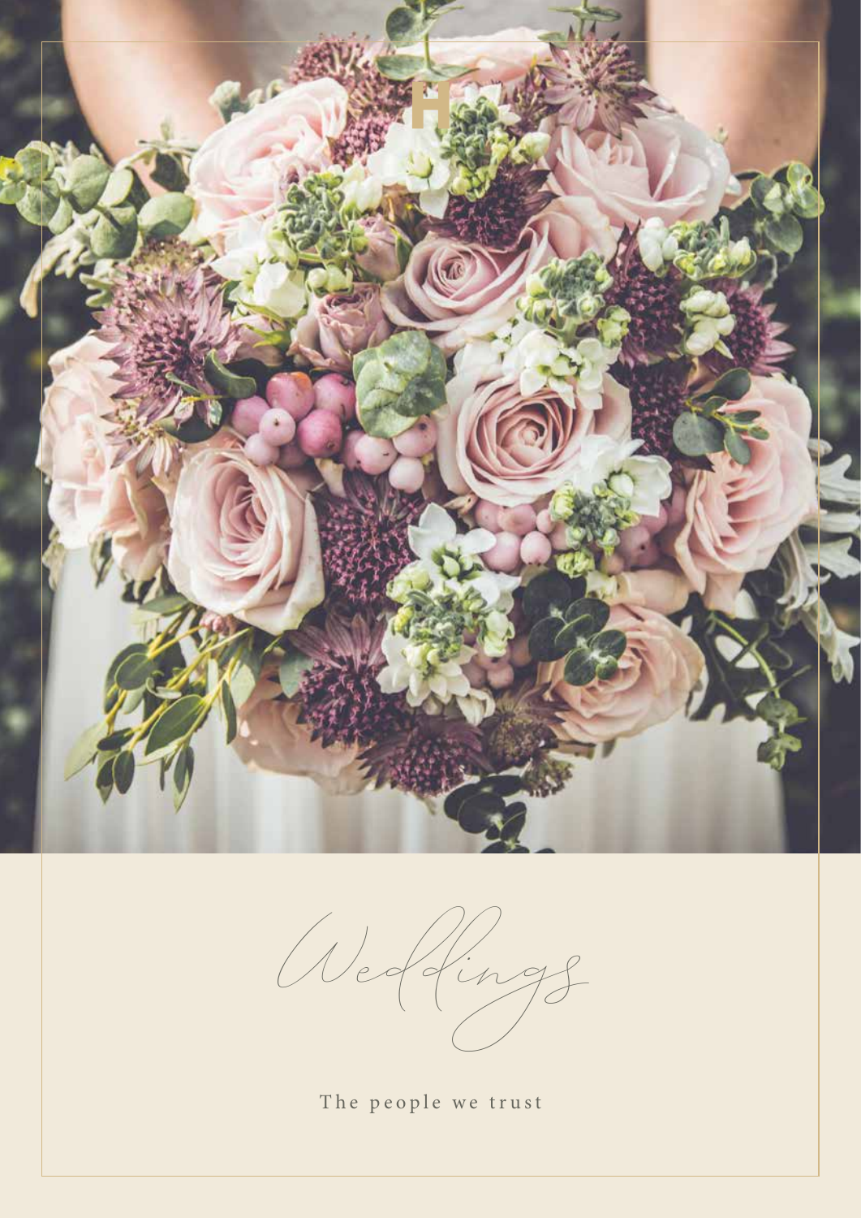# Weddings

The people we trust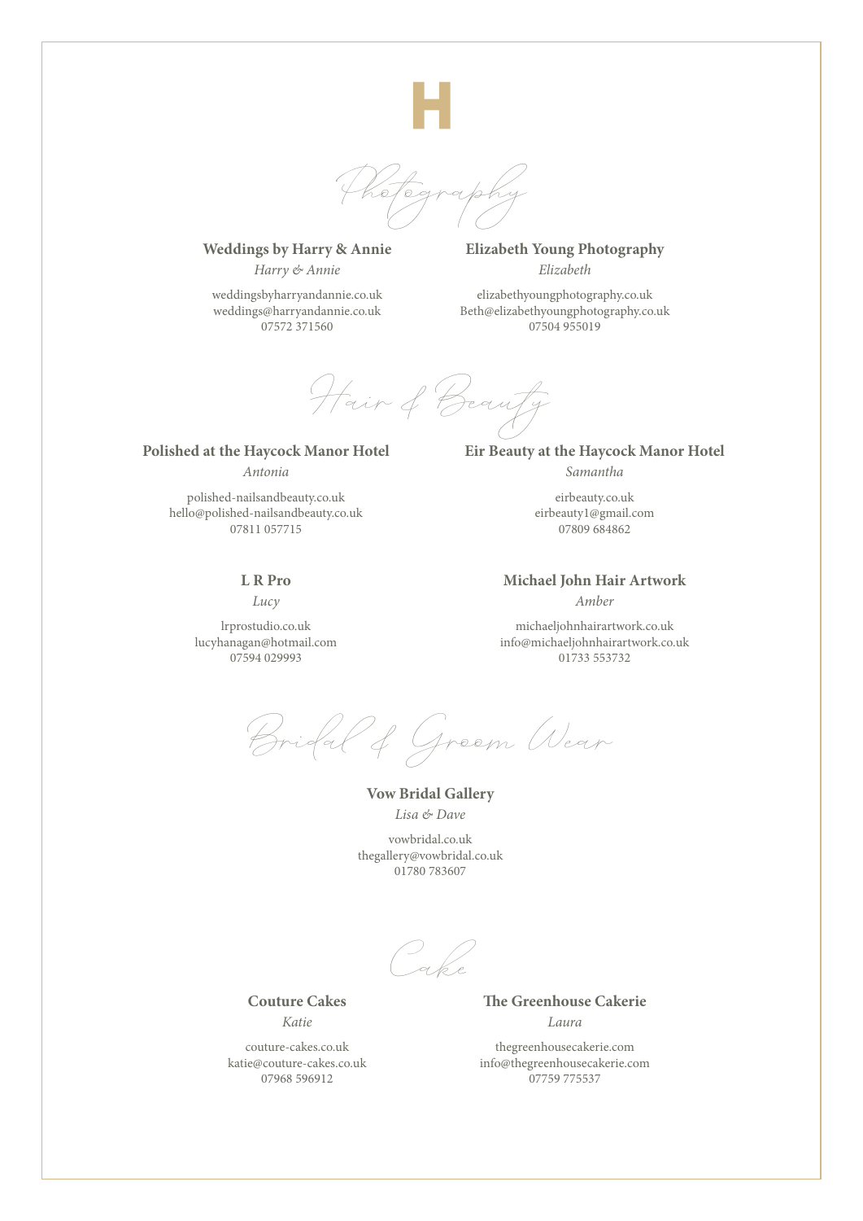H

## Photography

### Weddings by Harry & Annie

*Harry & Annie*

weddingsbyharryandannie.co.uk
weddings@harryandannie.co.uk
07572 371560

### Elizabeth Young Photography

*Elizabeth*

elizabethyoungphotography.co.uk
Beth@elizabethyoungphotography.co.uk
07504 955019

## Hair & Beauty

### Polished at the Haycock Manor Hotel

*Antonia*

polished-nailsandbeauty.co.uk
hello@polished-nailsandbeauty.co.uk
07811 057715

### Eir Beauty at the Haycock Manor Hotel

*Samantha*

eirbeauty.co.uk
eirbeauty1@gmail.com
07809 684862

### L R Pro

*Lucy*

lrprostudio.co.uk
lucyhanagan@hotmail.com
07594 029993

### Michael John Hair Artwork

*Amber*

michaeljohnhairartwork.co.uk
info@michaeljohnhairartwork.co.uk
01733 553732

## Bridal & Groom Wear

### Vow Bridal Gallery

*Lisa & Dave*

vowbridal.co.uk
thegallery@vowbridal.co.uk
01780 783607

## Cake

### Couture Cakes

*Katie*

couture-cakes.co.uk
katie@couture-cakes.co.uk
07968 596912

### The Greenhouse Cakerie

*Laura*

thegreenhousecakerie.com
info@thegreenhousecakerie.com
07759 775537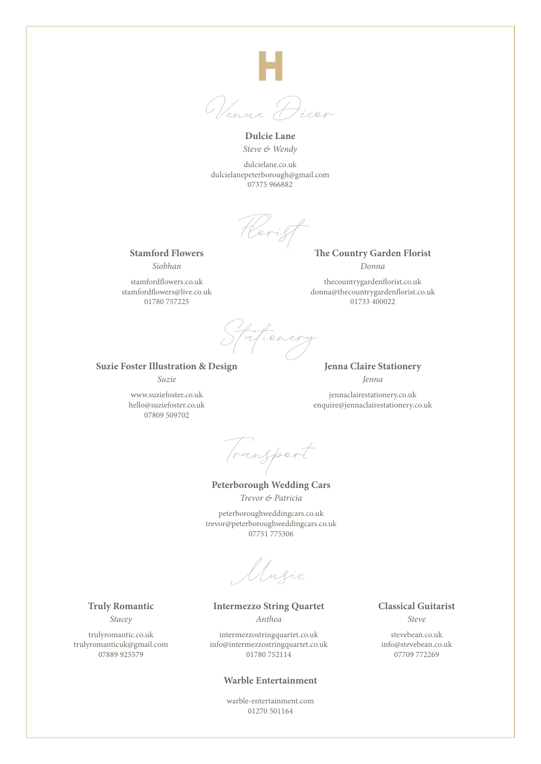# H

## Venue Décor

**Dulcie Lane**
*Steve & Wendy*

dulcielane.co.uk
dulcielanepeterborough@gmail.com
07375 966882

## Florist

**Stamford Flowers**
*Siobhan*

stamfordflowers.co.uk
stamfordflowers@live.co.uk
01780 757225

**The Country Garden Florist**
*Donna*

thecountrygardenflorist.co.uk
donna@thecountrygardenflorist.co.uk
01733 400022

## Stationery

**Suzie Foster Illustration & Design**
*Suzie*

www.suziefoster.co.uk
hello@suziefoster.co.uk
07809 509702

**Jenna Claire Stationery**
*Jenna*

jennaclairestationery.co.uk
enquire@jennaclairestationery.co.uk

## Transport

**Peterborough Wedding Cars**
*Trevor & Patricia*

peterboroughweddingcars.co.uk
trevor@peterboroughweddingcars.co.uk
07751 775306

## Music

**Truly Romantic**
*Stacey*

trulyromantic.co.uk
trulyromanticuk@gmail.com
07889 925579

**Intermezzo String Quartet**
*Anthea*

intermezzostringquartet.co.uk
info@intermezzostringquartet.co.uk
01780 752114

**Classical Guitarist**
*Steve*

stevebean.co.uk
info@stevebean.co.uk
07709 772269

**Warble Entertainment**

warble-entertainment.com
01270 501164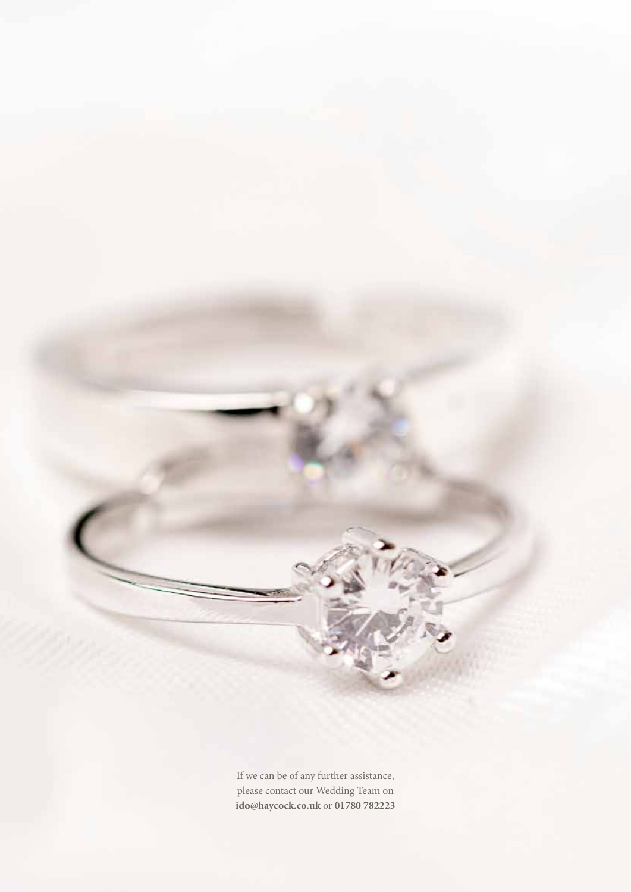If we can be of any further assistance, please contact our Wedding Team on **ido@haycock.co.uk** or **01780 782223**